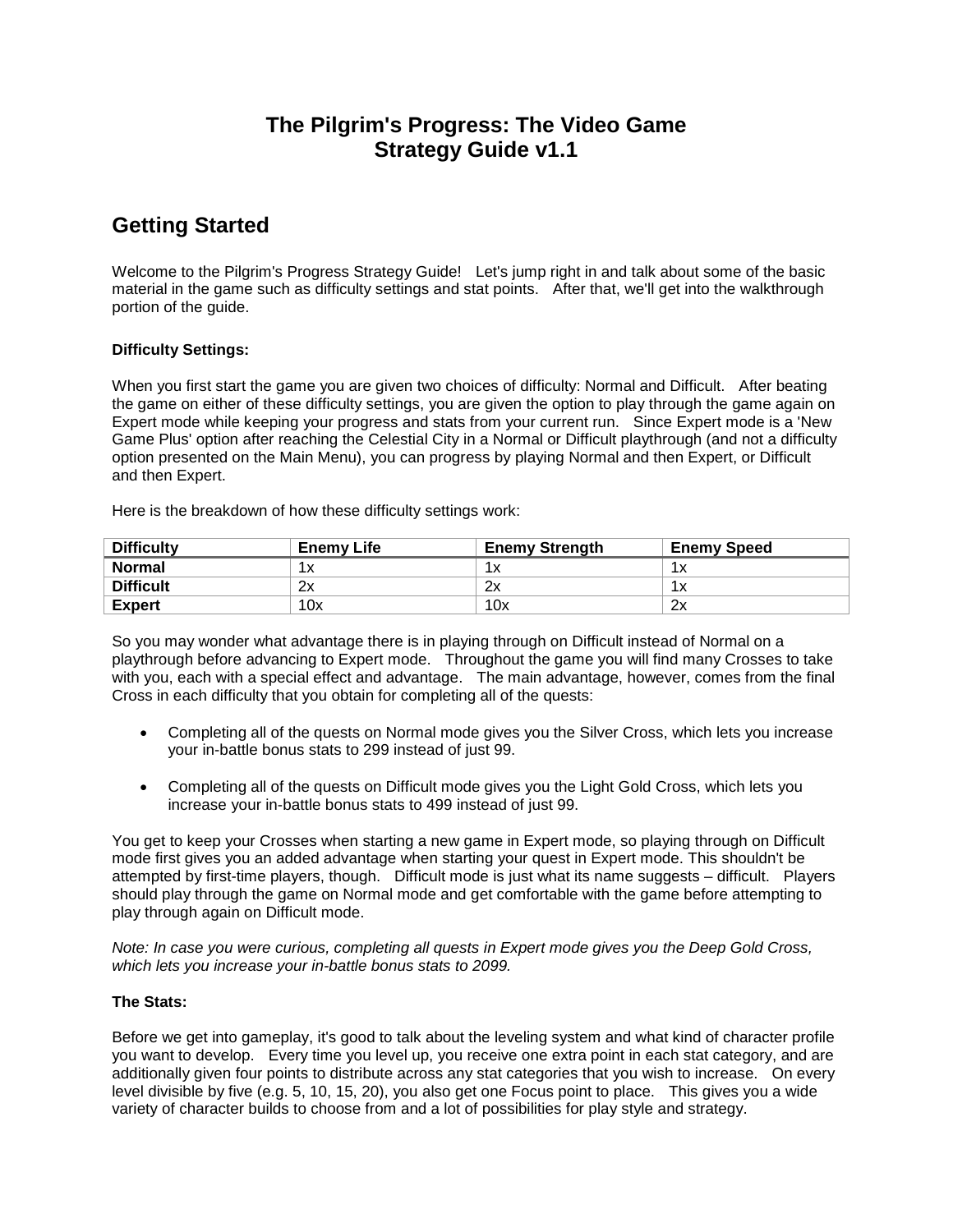# The Pilgrim's Progress: The Video Game
# Strategy Guide v1.1

## Getting Started

Welcome to the Pilgrim's Progress Strategy Guide! Let's jump right in and talk about some of the basic material in the game such as difficulty settings and stat points. After that, we'll get into the walkthrough portion of the guide.

**Difficulty Settings:**

When you first start the game you are given two choices of difficulty: Normal and Difficult. After beating the game on either of these difficulty settings, you are given the option to play through the game again on Expert mode while keeping your progress and stats from your current run. Since Expert mode is a 'New Game Plus' option after reaching the Celestial City in a Normal or Difficult playthrough (and not a difficulty option presented on the Main Menu), you can progress by playing Normal and then Expert, or Difficult and then Expert.

Here is the breakdown of how these difficulty settings work:

| Difficulty | Enemy Life | Enemy Strength | Enemy Speed |
|---|---|---|---|
| **Normal** | 1x | 1x | 1x |
| **Difficult** | 2x | 2x | 1x |
| **Expert** | 10x | 10x | 2x |

So you may wonder what advantage there is in playing through on Difficult instead of Normal on a playthrough before advancing to Expert mode. Throughout the game you will find many Crosses to take with you, each with a special effect and advantage. The main advantage, however, comes from the final Cross in each difficulty that you obtain for completing all of the quests:

- Completing all of the quests on Normal mode gives you the Silver Cross, which lets you increase your in-battle bonus stats to 299 instead of just 99.
- Completing all of the quests on Difficult mode gives you the Light Gold Cross, which lets you increase your in-battle bonus stats to 499 instead of just 99.

You get to keep your Crosses when starting a new game in Expert mode, so playing through on Difficult mode first gives you an added advantage when starting your quest in Expert mode. This shouldn't be attempted by first-time players, though. Difficult mode is just what its name suggests – difficult. Players should play through the game on Normal mode and get comfortable with the game before attempting to play through again on Difficult mode.

*Note: In case you were curious, completing all quests in Expert mode gives you the Deep Gold Cross, which lets you increase your in-battle bonus stats to 2099.*

**The Stats:**

Before we get into gameplay, it's good to talk about the leveling system and what kind of character profile you want to develop. Every time you level up, you receive one extra point in each stat category, and are additionally given four points to distribute across any stat categories that you wish to increase. On every level divisible by five (e.g. 5, 10, 15, 20), you also get one Focus point to place. This gives you a wide variety of character builds to choose from and a lot of possibilities for play style and strategy.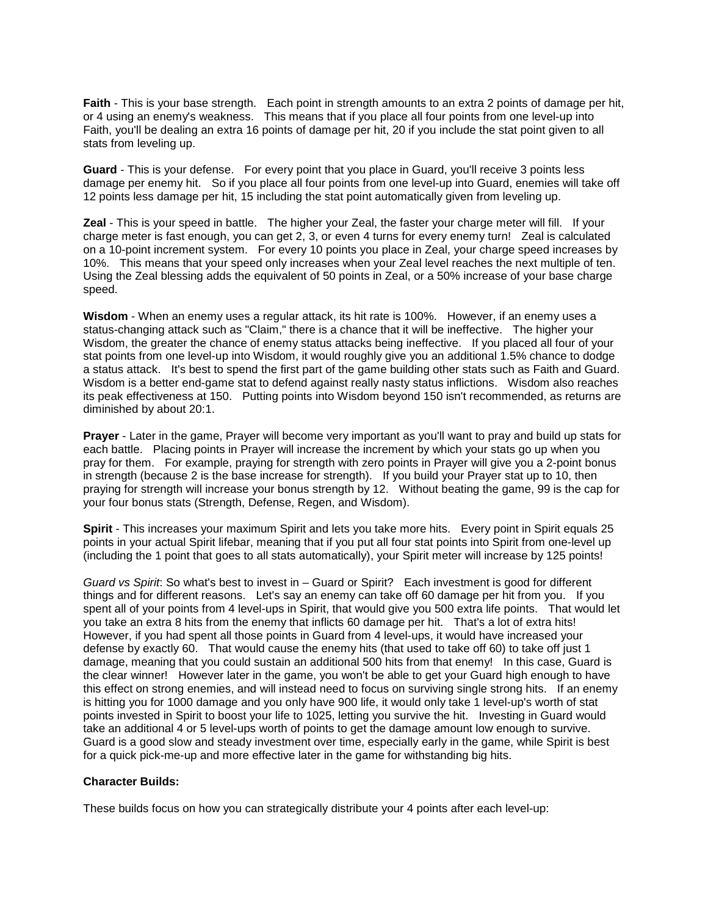**Faith** - This is your base strength. Each point in strength amounts to an extra 2 points of damage per hit, or 4 using an enemy's weakness. This means that if you place all four points from one level-up into Faith, you'll be dealing an extra 16 points of damage per hit, 20 if you include the stat point given to all stats from leveling up.

**Guard** - This is your defense. For every point that you place in Guard, you'll receive 3 points less damage per enemy hit. So if you place all four points from one level-up into Guard, enemies will take off 12 points less damage per hit, 15 including the stat point automatically given from leveling up.

**Zeal** - This is your speed in battle. The higher your Zeal, the faster your charge meter will fill. If your charge meter is fast enough, you can get 2, 3, or even 4 turns for every enemy turn! Zeal is calculated on a 10-point increment system. For every 10 points you place in Zeal, your charge speed increases by 10%. This means that your speed only increases when your Zeal level reaches the next multiple of ten. Using the Zeal blessing adds the equivalent of 50 points in Zeal, or a 50% increase of your base charge speed.

**Wisdom** - When an enemy uses a regular attack, its hit rate is 100%. However, if an enemy uses a status-changing attack such as "Claim," there is a chance that it will be ineffective. The higher your Wisdom, the greater the chance of enemy status attacks being ineffective. If you placed all four of your stat points from one level-up into Wisdom, it would roughly give you an additional 1.5% chance to dodge a status attack. It's best to spend the first part of the game building other stats such as Faith and Guard. Wisdom is a better end-game stat to defend against really nasty status inflictions. Wisdom also reaches its peak effectiveness at 150. Putting points into Wisdom beyond 150 isn't recommended, as returns are diminished by about 20:1.

**Prayer** - Later in the game, Prayer will become very important as you'll want to pray and build up stats for each battle. Placing points in Prayer will increase the increment by which your stats go up when you pray for them. For example, praying for strength with zero points in Prayer will give you a 2-point bonus in strength (because 2 is the base increase for strength). If you build your Prayer stat up to 10, then praying for strength will increase your bonus strength by 12. Without beating the game, 99 is the cap for your four bonus stats (Strength, Defense, Regen, and Wisdom).

**Spirit** - This increases your maximum Spirit and lets you take more hits. Every point in Spirit equals 25 points in your actual Spirit lifebar, meaning that if you put all four stat points into Spirit from one-level up (including the 1 point that goes to all stats automatically), your Spirit meter will increase by 125 points!

*Guard vs Spirit*: So what's best to invest in – Guard or Spirit? Each investment is good for different things and for different reasons. Let's say an enemy can take off 60 damage per hit from you. If you spent all of your points from 4 level-ups in Spirit, that would give you 500 extra life points. That would let you take an extra 8 hits from the enemy that inflicts 60 damage per hit. That's a lot of extra hits! However, if you had spent all those points in Guard from 4 level-ups, it would have increased your defense by exactly 60. That would cause the enemy hits (that used to take off 60) to take off just 1 damage, meaning that you could sustain an additional 500 hits from that enemy! In this case, Guard is the clear winner! However later in the game, you won't be able to get your Guard high enough to have this effect on strong enemies, and will instead need to focus on surviving single strong hits. If an enemy is hitting you for 1000 damage and you only have 900 life, it would only take 1 level-up's worth of stat points invested in Spirit to boost your life to 1025, letting you survive the hit. Investing in Guard would take an additional 4 or 5 level-ups worth of points to get the damage amount low enough to survive. Guard is a good slow and steady investment over time, especially early in the game, while Spirit is best for a quick pick-me-up and more effective later in the game for withstanding big hits.

**Character Builds:**

These builds focus on how you can strategically distribute your 4 points after each level-up: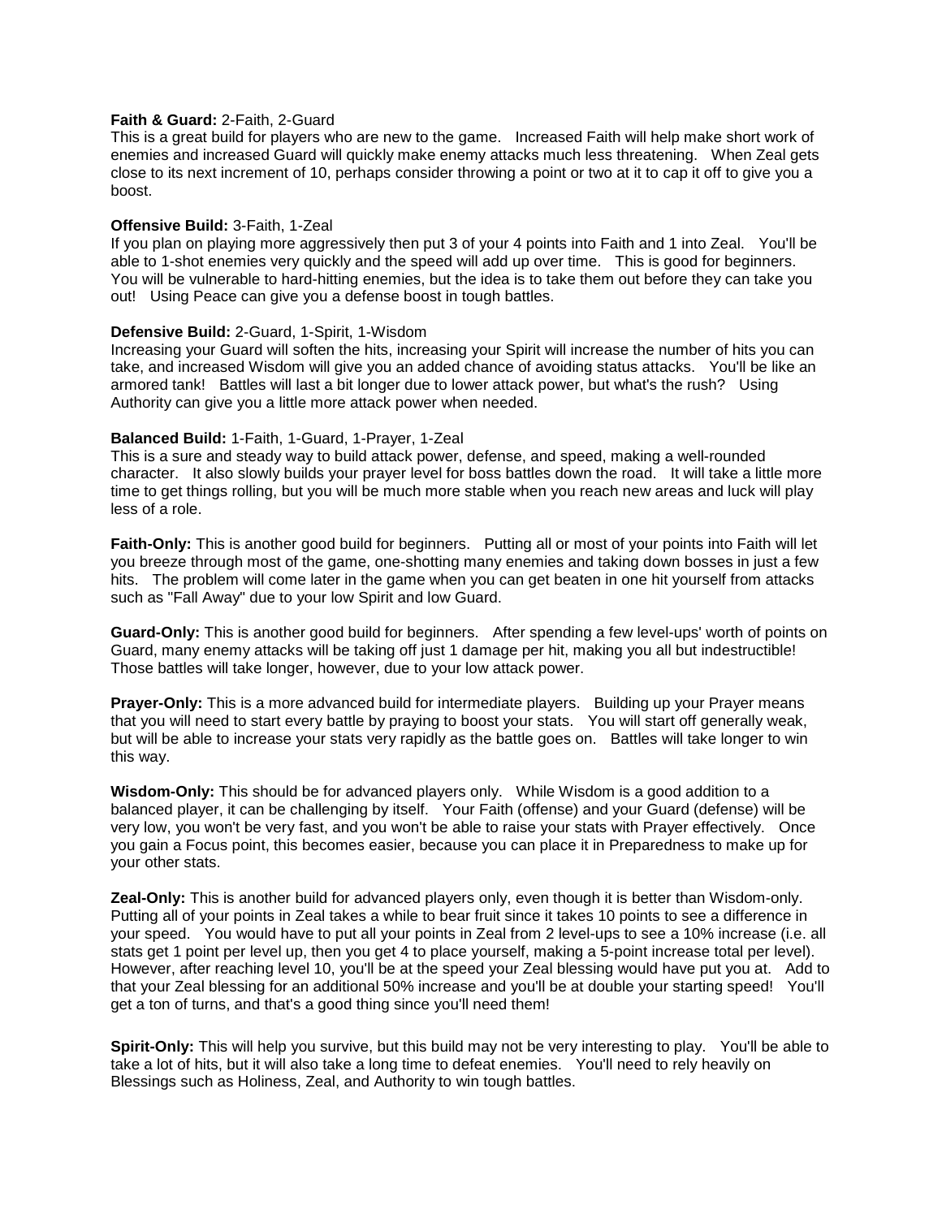**Faith & Guard:** 2-Faith, 2-Guard
This is a great build for players who are new to the game. Increased Faith will help make short work of enemies and increased Guard will quickly make enemy attacks much less threatening. When Zeal gets close to its next increment of 10, perhaps consider throwing a point or two at it to cap it off to give you a boost.

**Offensive Build:** 3-Faith, 1-Zeal
If you plan on playing more aggressively then put 3 of your 4 points into Faith and 1 into Zeal. You'll be able to 1-shot enemies very quickly and the speed will add up over time. This is good for beginners. You will be vulnerable to hard-hitting enemies, but the idea is to take them out before they can take you out! Using Peace can give you a defense boost in tough battles.

**Defensive Build:** 2-Guard, 1-Spirit, 1-Wisdom
Increasing your Guard will soften the hits, increasing your Spirit will increase the number of hits you can take, and increased Wisdom will give you an added chance of avoiding status attacks. You'll be like an armored tank! Battles will last a bit longer due to lower attack power, but what's the rush? Using Authority can give you a little more attack power when needed.

**Balanced Build:** 1-Faith, 1-Guard, 1-Prayer, 1-Zeal
This is a sure and steady way to build attack power, defense, and speed, making a well-rounded character. It also slowly builds your prayer level for boss battles down the road. It will take a little more time to get things rolling, but you will be much more stable when you reach new areas and luck will play less of a role.

**Faith-Only:** This is another good build for beginners. Putting all or most of your points into Faith will let you breeze through most of the game, one-shotting many enemies and taking down bosses in just a few hits. The problem will come later in the game when you can get beaten in one hit yourself from attacks such as "Fall Away" due to your low Spirit and low Guard.

**Guard-Only:** This is another good build for beginners. After spending a few level-ups' worth of points on Guard, many enemy attacks will be taking off just 1 damage per hit, making you all but indestructible! Those battles will take longer, however, due to your low attack power.

**Prayer-Only:** This is a more advanced build for intermediate players. Building up your Prayer means that you will need to start every battle by praying to boost your stats. You will start off generally weak, but will be able to increase your stats very rapidly as the battle goes on. Battles will take longer to win this way.

**Wisdom-Only:** This should be for advanced players only. While Wisdom is a good addition to a balanced player, it can be challenging by itself. Your Faith (offense) and your Guard (defense) will be very low, you won't be very fast, and you won't be able to raise your stats with Prayer effectively. Once you gain a Focus point, this becomes easier, because you can place it in Preparedness to make up for your other stats.

**Zeal-Only:** This is another build for advanced players only, even though it is better than Wisdom-only. Putting all of your points in Zeal takes a while to bear fruit since it takes 10 points to see a difference in your speed. You would have to put all your points in Zeal from 2 level-ups to see a 10% increase (i.e. all stats get 1 point per level up, then you get 4 to place yourself, making a 5-point increase total per level). However, after reaching level 10, you'll be at the speed your Zeal blessing would have put you at. Add to that your Zeal blessing for an additional 50% increase and you'll be at double your starting speed! You'll get a ton of turns, and that's a good thing since you'll need them!

**Spirit-Only:** This will help you survive, but this build may not be very interesting to play. You'll be able to take a lot of hits, but it will also take a long time to defeat enemies. You'll need to rely heavily on Blessings such as Holiness, Zeal, and Authority to win tough battles.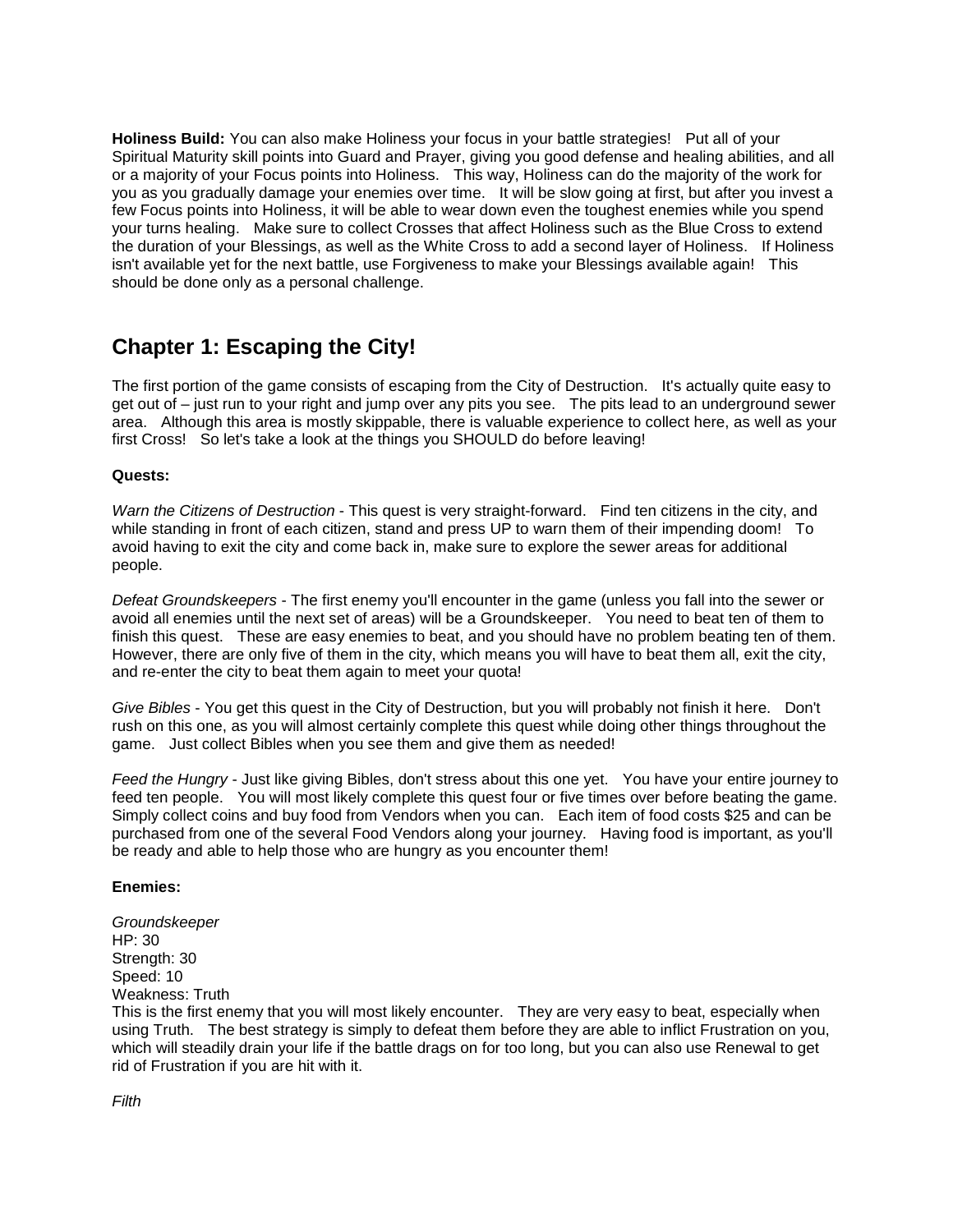**Holiness Build:** You can also make Holiness your focus in your battle strategies! Put all of your Spiritual Maturity skill points into Guard and Prayer, giving you good defense and healing abilities, and all or a majority of your Focus points into Holiness. This way, Holiness can do the majority of the work for you as you gradually damage your enemies over time. It will be slow going at first, but after you invest a few Focus points into Holiness, it will be able to wear down even the toughest enemies while you spend your turns healing. Make sure to collect Crosses that affect Holiness such as the Blue Cross to extend the duration of your Blessings, as well as the White Cross to add a second layer of Holiness. If Holiness isn't available yet for the next battle, use Forgiveness to make your Blessings available again! This should be done only as a personal challenge.

## Chapter 1: Escaping the City!

The first portion of the game consists of escaping from the City of Destruction. It's actually quite easy to get out of – just run to your right and jump over any pits you see. The pits lead to an underground sewer area. Although this area is mostly skippable, there is valuable experience to collect here, as well as your first Cross! So let's take a look at the things you SHOULD do before leaving!

**Quests:**

*Warn the Citizens of Destruction* - This quest is very straight-forward. Find ten citizens in the city, and while standing in front of each citizen, stand and press UP to warn them of their impending doom! To avoid having to exit the city and come back in, make sure to explore the sewer areas for additional people.

*Defeat Groundskeepers* - The first enemy you'll encounter in the game (unless you fall into the sewer or avoid all enemies until the next set of areas) will be a Groundskeeper. You need to beat ten of them to finish this quest. These are easy enemies to beat, and you should have no problem beating ten of them. However, there are only five of them in the city, which means you will have to beat them all, exit the city, and re-enter the city to beat them again to meet your quota!

*Give Bibles* - You get this quest in the City of Destruction, but you will probably not finish it here. Don't rush on this one, as you will almost certainly complete this quest while doing other things throughout the game. Just collect Bibles when you see them and give them as needed!

*Feed the Hungry* - Just like giving Bibles, don't stress about this one yet. You have your entire journey to feed ten people. You will most likely complete this quest four or five times over before beating the game. Simply collect coins and buy food from Vendors when you can. Each item of food costs $25 and can be purchased from one of the several Food Vendors along your journey. Having food is important, as you'll be ready and able to help those who are hungry as you encounter them!

**Enemies:**

*Groundskeeper*
HP: 30
Strength: 30
Speed: 10
Weakness: Truth
This is the first enemy that you will most likely encounter. They are very easy to beat, especially when using Truth. The best strategy is simply to defeat them before they are able to inflict Frustration on you, which will steadily drain your life if the battle drags on for too long, but you can also use Renewal to get rid of Frustration if you are hit with it.

*Filth*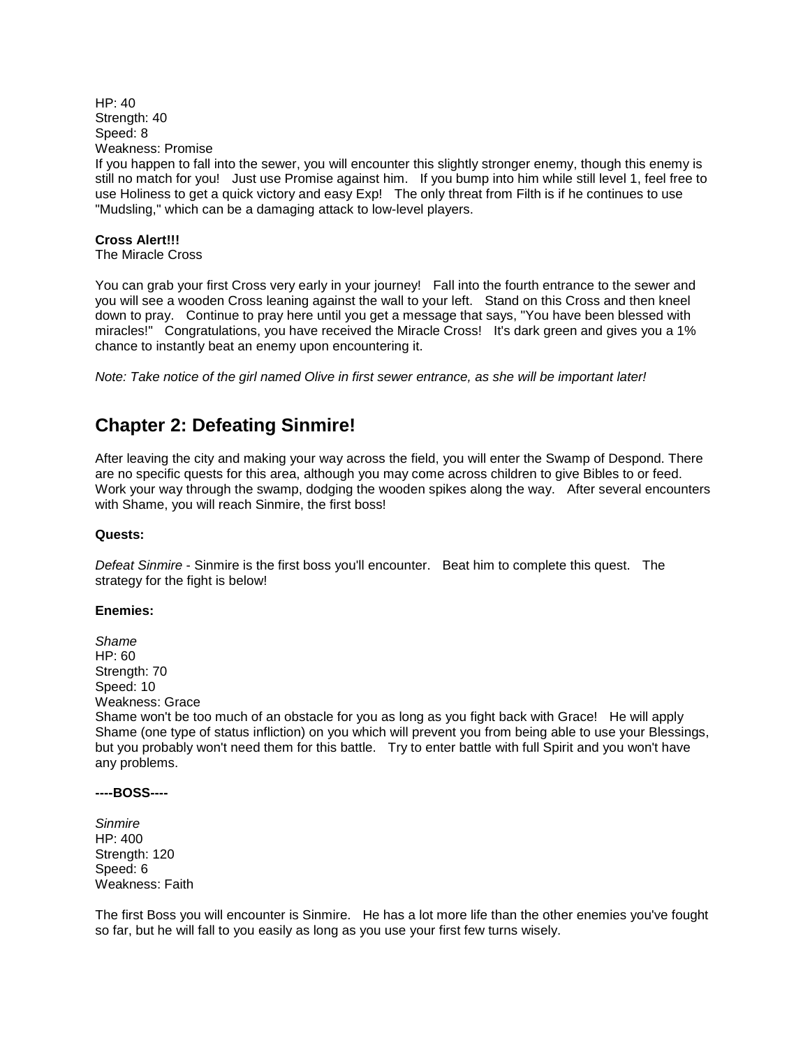HP: 40
Strength: 40
Speed: 8
Weakness: Promise
If you happen to fall into the sewer, you will encounter this slightly stronger enemy, though this enemy is still no match for you! Just use Promise against him. If you bump into him while still level 1, feel free to use Holiness to get a quick victory and easy Exp! The only threat from Filth is if he continues to use "Mudsling," which can be a damaging attack to low-level players.

**Cross Alert!!!**
The Miracle Cross

You can grab your first Cross very early in your journey! Fall into the fourth entrance to the sewer and you will see a wooden Cross leaning against the wall to your left. Stand on this Cross and then kneel down to pray. Continue to pray here until you get a message that says, "You have been blessed with miracles!" Congratulations, you have received the Miracle Cross! It's dark green and gives you a 1% chance to instantly beat an enemy upon encountering it.

*Note: Take notice of the girl named Olive in first sewer entrance, as she will be important later!*

## Chapter 2: Defeating Sinmire!

After leaving the city and making your way across the field, you will enter the Swamp of Despond. There are no specific quests for this area, although you may come across children to give Bibles to or feed. Work your way through the swamp, dodging the wooden spikes along the way. After several encounters with Shame, you will reach Sinmire, the first boss!

**Quests:**

*Defeat Sinmire* - Sinmire is the first boss you'll encounter. Beat him to complete this quest. The strategy for the fight is below!

**Enemies:**

*Shame*
HP: 60
Strength: 70
Speed: 10
Weakness: Grace
Shame won't be too much of an obstacle for you as long as you fight back with Grace! He will apply Shame (one type of status infliction) on you which will prevent you from being able to use your Blessings, but you probably won't need them for this battle. Try to enter battle with full Spirit and you won't have any problems.

**----BOSS----**

*Sinmire*
HP: 400
Strength: 120
Speed: 6
Weakness: Faith

The first Boss you will encounter is Sinmire. He has a lot more life than the other enemies you've fought so far, but he will fall to you easily as long as you use your first few turns wisely.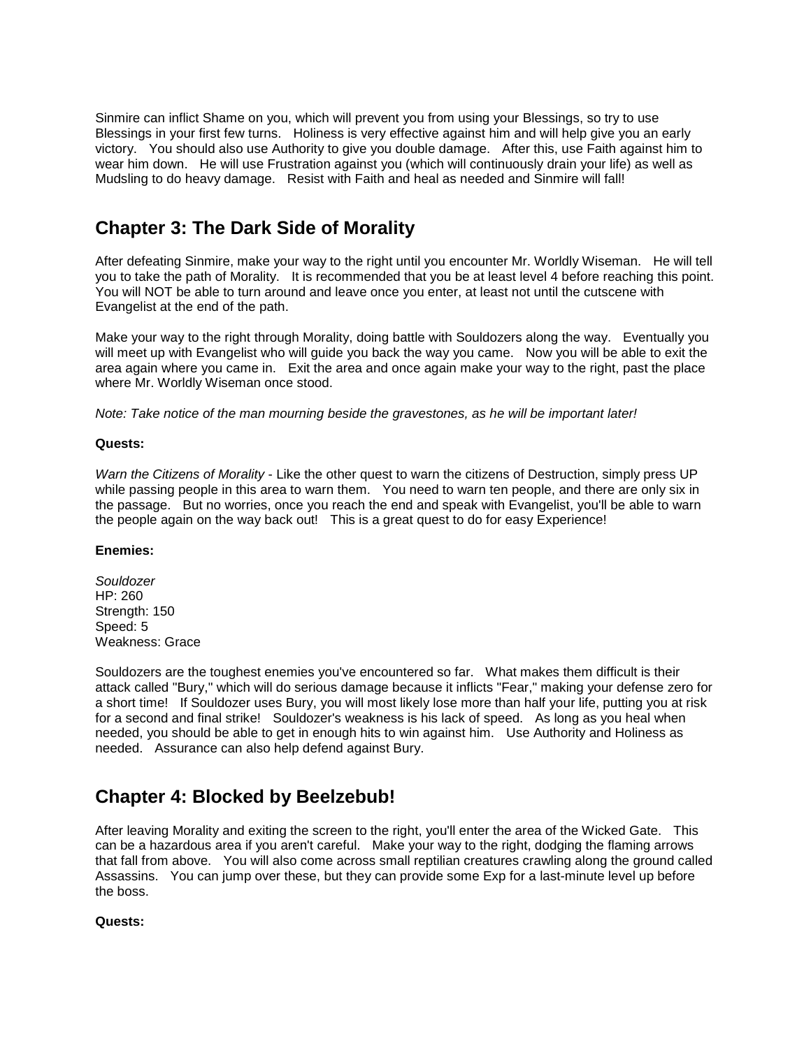Sinmire can inflict Shame on you, which will prevent you from using your Blessings, so try to use Blessings in your first few turns. Holiness is very effective against him and will help give you an early victory. You should also use Authority to give you double damage. After this, use Faith against him to wear him down. He will use Frustration against you (which will continuously drain your life) as well as Mudsling to do heavy damage. Resist with Faith and heal as needed and Sinmire will fall!

## Chapter 3: The Dark Side of Morality

After defeating Sinmire, make your way to the right until you encounter Mr. Worldly Wiseman. He will tell you to take the path of Morality. It is recommended that you be at least level 4 before reaching this point. You will NOT be able to turn around and leave once you enter, at least not until the cutscene with Evangelist at the end of the path.

Make your way to the right through Morality, doing battle with Souldozers along the way. Eventually you will meet up with Evangelist who will guide you back the way you came. Now you will be able to exit the area again where you came in. Exit the area and once again make your way to the right, past the place where Mr. Worldly Wiseman once stood.

*Note: Take notice of the man mourning beside the gravestones, as he will be important later!*

**Quests:**

*Warn the Citizens of Morality* - Like the other quest to warn the citizens of Destruction, simply press UP while passing people in this area to warn them. You need to warn ten people, and there are only six in the passage. But no worries, once you reach the end and speak with Evangelist, you'll be able to warn the people again on the way back out! This is a great quest to do for easy Experience!

**Enemies:**

*Souldozer*
HP: 260
Strength: 150
Speed: 5
Weakness: Grace

Souldozers are the toughest enemies you've encountered so far. What makes them difficult is their attack called "Bury," which will do serious damage because it inflicts "Fear," making your defense zero for a short time! If Souldozer uses Bury, you will most likely lose more than half your life, putting you at risk for a second and final strike! Souldozer's weakness is his lack of speed. As long as you heal when needed, you should be able to get in enough hits to win against him. Use Authority and Holiness as needed. Assurance can also help defend against Bury.

## Chapter 4: Blocked by Beelzebub!

After leaving Morality and exiting the screen to the right, you'll enter the area of the Wicked Gate. This can be a hazardous area if you aren't careful. Make your way to the right, dodging the flaming arrows that fall from above. You will also come across small reptilian creatures crawling along the ground called Assassins. You can jump over these, but they can provide some Exp for a last-minute level up before the boss.

**Quests:**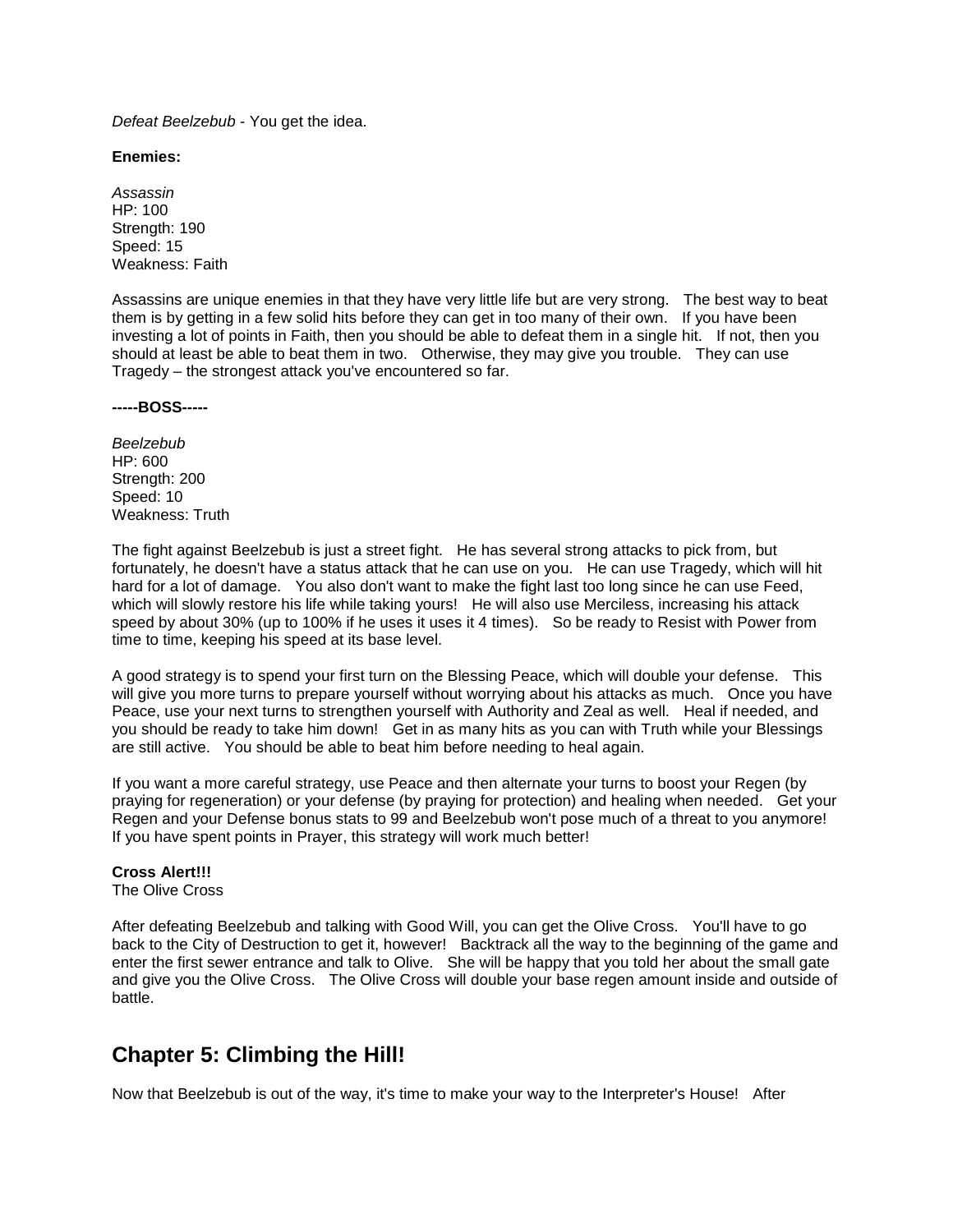*Defeat Beelzebub* - You get the idea.

**Enemies:**

*Assassin*
HP: 100
Strength: 190
Speed: 15
Weakness: Faith

Assassins are unique enemies in that they have very little life but are very strong. The best way to beat them is by getting in a few solid hits before they can get in too many of their own. If you have been investing a lot of points in Faith, then you should be able to defeat them in a single hit. If not, then you should at least be able to beat them in two. Otherwise, they may give you trouble. They can use Tragedy – the strongest attack you've encountered so far.

**-----BOSS-----**

*Beelzebub*
HP: 600
Strength: 200
Speed: 10
Weakness: Truth

The fight against Beelzebub is just a street fight. He has several strong attacks to pick from, but fortunately, he doesn't have a status attack that he can use on you. He can use Tragedy, which will hit hard for a lot of damage. You also don't want to make the fight last too long since he can use Feed, which will slowly restore his life while taking yours! He will also use Merciless, increasing his attack speed by about 30% (up to 100% if he uses it uses it 4 times). So be ready to Resist with Power from time to time, keeping his speed at its base level.

A good strategy is to spend your first turn on the Blessing Peace, which will double your defense. This will give you more turns to prepare yourself without worrying about his attacks as much. Once you have Peace, use your next turns to strengthen yourself with Authority and Zeal as well. Heal if needed, and you should be ready to take him down! Get in as many hits as you can with Truth while your Blessings are still active. You should be able to beat him before needing to heal again.

If you want a more careful strategy, use Peace and then alternate your turns to boost your Regen (by praying for regeneration) or your defense (by praying for protection) and healing when needed. Get your Regen and your Defense bonus stats to 99 and Beelzebub won't pose much of a threat to you anymore! If you have spent points in Prayer, this strategy will work much better!

**Cross Alert!!!**
The Olive Cross

After defeating Beelzebub and talking with Good Will, you can get the Olive Cross. You'll have to go back to the City of Destruction to get it, however! Backtrack all the way to the beginning of the game and enter the first sewer entrance and talk to Olive. She will be happy that you told her about the small gate and give you the Olive Cross. The Olive Cross will double your base regen amount inside and outside of battle.

## Chapter 5: Climbing the Hill!

Now that Beelzebub is out of the way, it's time to make your way to the Interpreter's House! After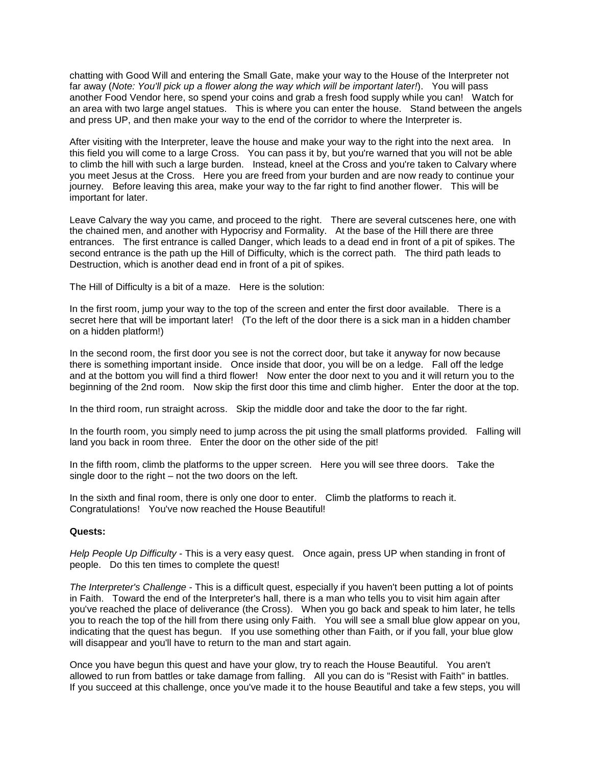chatting with Good Will and entering the Small Gate, make your way to the House of the Interpreter not far away (*Note: You'll pick up a flower along the way which will be important later!*). You will pass another Food Vendor here, so spend your coins and grab a fresh food supply while you can! Watch for an area with two large angel statues. This is where you can enter the house. Stand between the angels and press UP, and then make your way to the end of the corridor to where the Interpreter is.

After visiting with the Interpreter, leave the house and make your way to the right into the next area. In this field you will come to a large Cross. You can pass it by, but you're warned that you will not be able to climb the hill with such a large burden. Instead, kneel at the Cross and you're taken to Calvary where you meet Jesus at the Cross. Here you are freed from your burden and are now ready to continue your journey. Before leaving this area, make your way to the far right to find another flower. This will be important for later.

Leave Calvary the way you came, and proceed to the right. There are several cutscenes here, one with the chained men, and another with Hypocrisy and Formality. At the base of the Hill there are three entrances. The first entrance is called Danger, which leads to a dead end in front of a pit of spikes. The second entrance is the path up the Hill of Difficulty, which is the correct path. The third path leads to Destruction, which is another dead end in front of a pit of spikes.

The Hill of Difficulty is a bit of a maze. Here is the solution:

In the first room, jump your way to the top of the screen and enter the first door available. There is a secret here that will be important later! (To the left of the door there is a sick man in a hidden chamber on a hidden platform!)

In the second room, the first door you see is not the correct door, but take it anyway for now because there is something important inside. Once inside that door, you will be on a ledge. Fall off the ledge and at the bottom you will find a third flower! Now enter the door next to you and it will return you to the beginning of the 2nd room. Now skip the first door this time and climb higher. Enter the door at the top.

In the third room, run straight across. Skip the middle door and take the door to the far right.

In the fourth room, you simply need to jump across the pit using the small platforms provided. Falling will land you back in room three. Enter the door on the other side of the pit!

In the fifth room, climb the platforms to the upper screen. Here you will see three doors. Take the single door to the right – not the two doors on the left.

In the sixth and final room, there is only one door to enter. Climb the platforms to reach it. Congratulations! You've now reached the House Beautiful!

**Quests:**

*Help People Up Difficulty* - This is a very easy quest. Once again, press UP when standing in front of people. Do this ten times to complete the quest!

*The Interpreter's Challenge* - This is a difficult quest, especially if you haven't been putting a lot of points in Faith. Toward the end of the Interpreter's hall, there is a man who tells you to visit him again after you've reached the place of deliverance (the Cross). When you go back and speak to him later, he tells you to reach the top of the hill from there using only Faith. You will see a small blue glow appear on you, indicating that the quest has begun. If you use something other than Faith, or if you fall, your blue glow will disappear and you'll have to return to the man and start again.

Once you have begun this quest and have your glow, try to reach the House Beautiful. You aren't allowed to run from battles or take damage from falling. All you can do is "Resist with Faith" in battles. If you succeed at this challenge, once you've made it to the house Beautiful and take a few steps, you will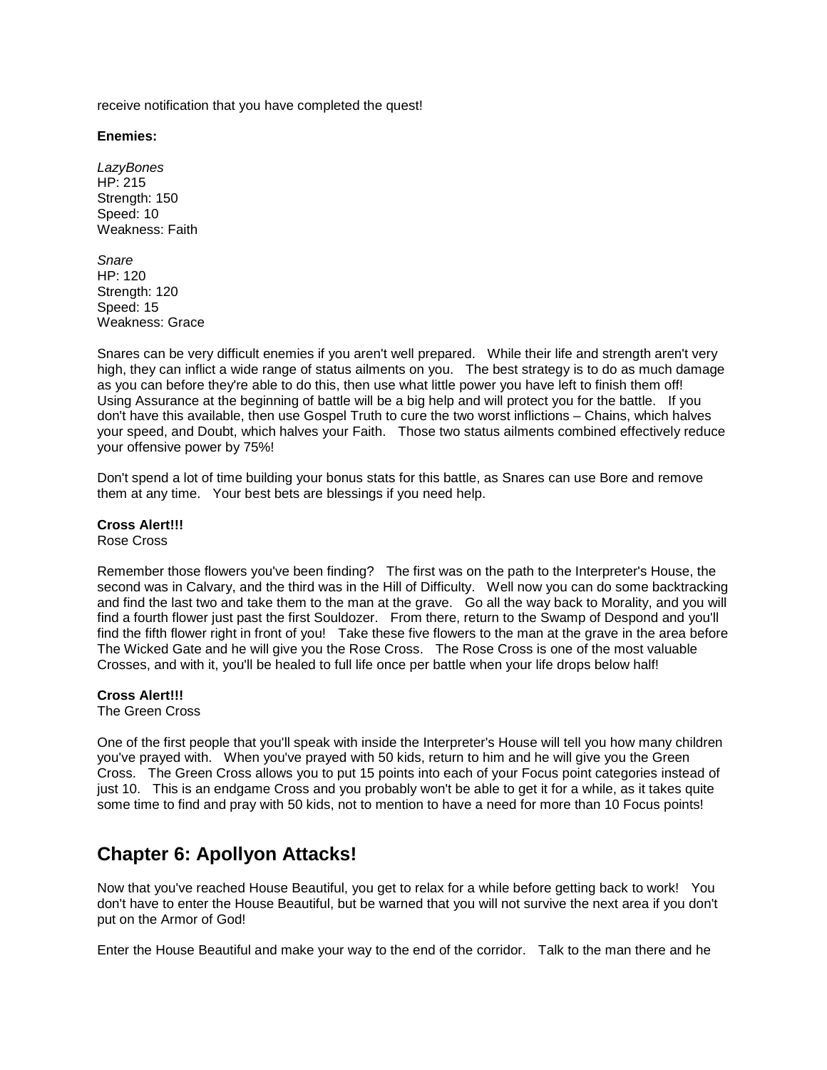receive notification that you have completed the quest!

**Enemies:**

*LazyBones*
HP: 215
Strength: 150
Speed: 10
Weakness: Faith

*Snare*
HP: 120
Strength: 120
Speed: 15
Weakness: Grace

Snares can be very difficult enemies if you aren't well prepared. While their life and strength aren't very high, they can inflict a wide range of status ailments on you. The best strategy is to do as much damage as you can before they're able to do this, then use what little power you have left to finish them off! Using Assurance at the beginning of battle will be a big help and will protect you for the battle. If you don't have this available, then use Gospel Truth to cure the two worst inflictions – Chains, which halves your speed, and Doubt, which halves your Faith. Those two status ailments combined effectively reduce your offensive power by 75%!

Don't spend a lot of time building your bonus stats for this battle, as Snares can use Bore and remove them at any time. Your best bets are blessings if you need help.

**Cross Alert!!!**
Rose Cross

Remember those flowers you've been finding? The first was on the path to the Interpreter's House, the second was in Calvary, and the third was in the Hill of Difficulty. Well now you can do some backtracking and find the last two and take them to the man at the grave. Go all the way back to Morality, and you will find a fourth flower just past the first Souldozer. From there, return to the Swamp of Despond and you'll find the fifth flower right in front of you! Take these five flowers to the man at the grave in the area before The Wicked Gate and he will give you the Rose Cross. The Rose Cross is one of the most valuable Crosses, and with it, you'll be healed to full life once per battle when your life drops below half!

**Cross Alert!!!**
The Green Cross

One of the first people that you'll speak with inside the Interpreter's House will tell you how many children you've prayed with. When you've prayed with 50 kids, return to him and he will give you the Green Cross. The Green Cross allows you to put 15 points into each of your Focus point categories instead of just 10. This is an endgame Cross and you probably won't be able to get it for a while, as it takes quite some time to find and pray with 50 kids, not to mention to have a need for more than 10 Focus points!

## Chapter 6: Apollyon Attacks!

Now that you've reached House Beautiful, you get to relax for a while before getting back to work! You don't have to enter the House Beautiful, but be warned that you will not survive the next area if you don't put on the Armor of God!

Enter the House Beautiful and make your way to the end of the corridor. Talk to the man there and he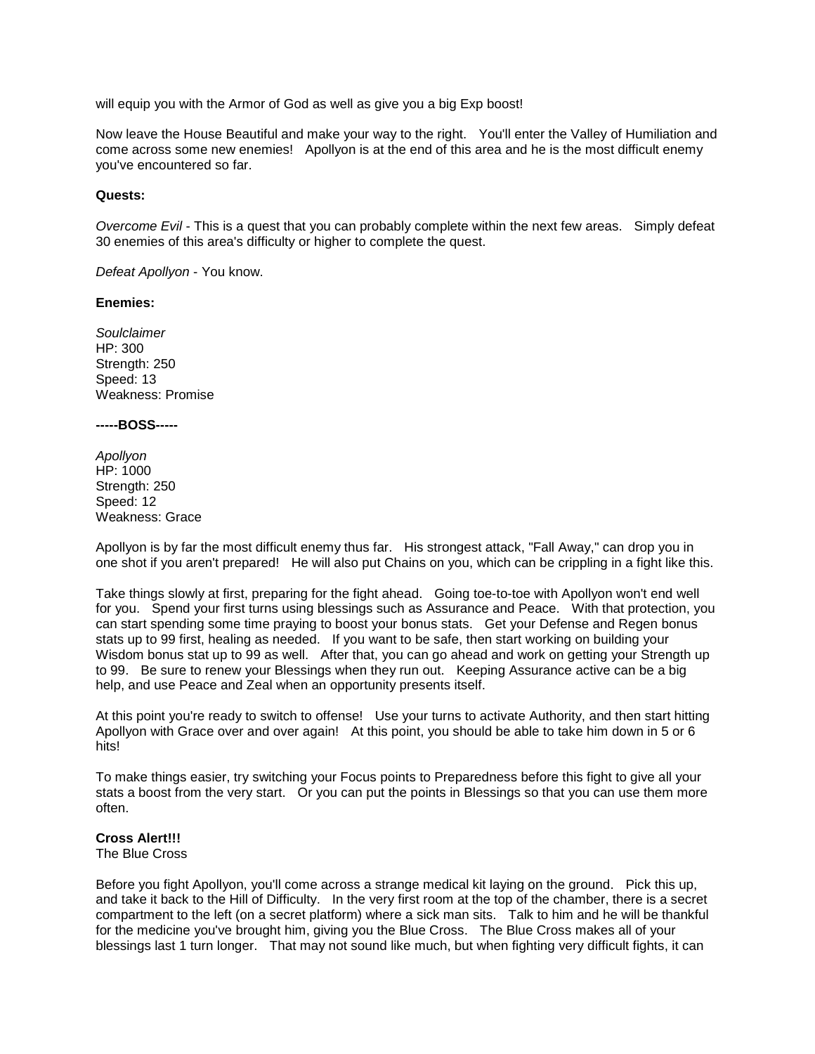will equip you with the Armor of God as well as give you a big Exp boost!

Now leave the House Beautiful and make your way to the right. You'll enter the Valley of Humiliation and come across some new enemies! Apollyon is at the end of this area and he is the most difficult enemy you've encountered so far.

**Quests:**

*Overcome Evil* - This is a quest that you can probably complete within the next few areas. Simply defeat 30 enemies of this area's difficulty or higher to complete the quest.

*Defeat Apollyon* - You know.

**Enemies:**

*Soulclaimer*
HP: 300
Strength: 250
Speed: 13
Weakness: Promise

**-----BOSS-----**

*Apollyon*
HP: 1000
Strength: 250
Speed: 12
Weakness: Grace

Apollyon is by far the most difficult enemy thus far. His strongest attack, "Fall Away," can drop you in one shot if you aren't prepared! He will also put Chains on you, which can be crippling in a fight like this.

Take things slowly at first, preparing for the fight ahead. Going toe-to-toe with Apollyon won't end well for you. Spend your first turns using blessings such as Assurance and Peace. With that protection, you can start spending some time praying to boost your bonus stats. Get your Defense and Regen bonus stats up to 99 first, healing as needed. If you want to be safe, then start working on building your Wisdom bonus stat up to 99 as well. After that, you can go ahead and work on getting your Strength up to 99. Be sure to renew your Blessings when they run out. Keeping Assurance active can be a big help, and use Peace and Zeal when an opportunity presents itself.

At this point you're ready to switch to offense! Use your turns to activate Authority, and then start hitting Apollyon with Grace over and over again! At this point, you should be able to take him down in 5 or 6 hits!

To make things easier, try switching your Focus points to Preparedness before this fight to give all your stats a boost from the very start. Or you can put the points in Blessings so that you can use them more often.

**Cross Alert!!!**
The Blue Cross

Before you fight Apollyon, you'll come across a strange medical kit laying on the ground. Pick this up, and take it back to the Hill of Difficulty. In the very first room at the top of the chamber, there is a secret compartment to the left (on a secret platform) where a sick man sits. Talk to him and he will be thankful for the medicine you've brought him, giving you the Blue Cross. The Blue Cross makes all of your blessings last 1 turn longer. That may not sound like much, but when fighting very difficult fights, it can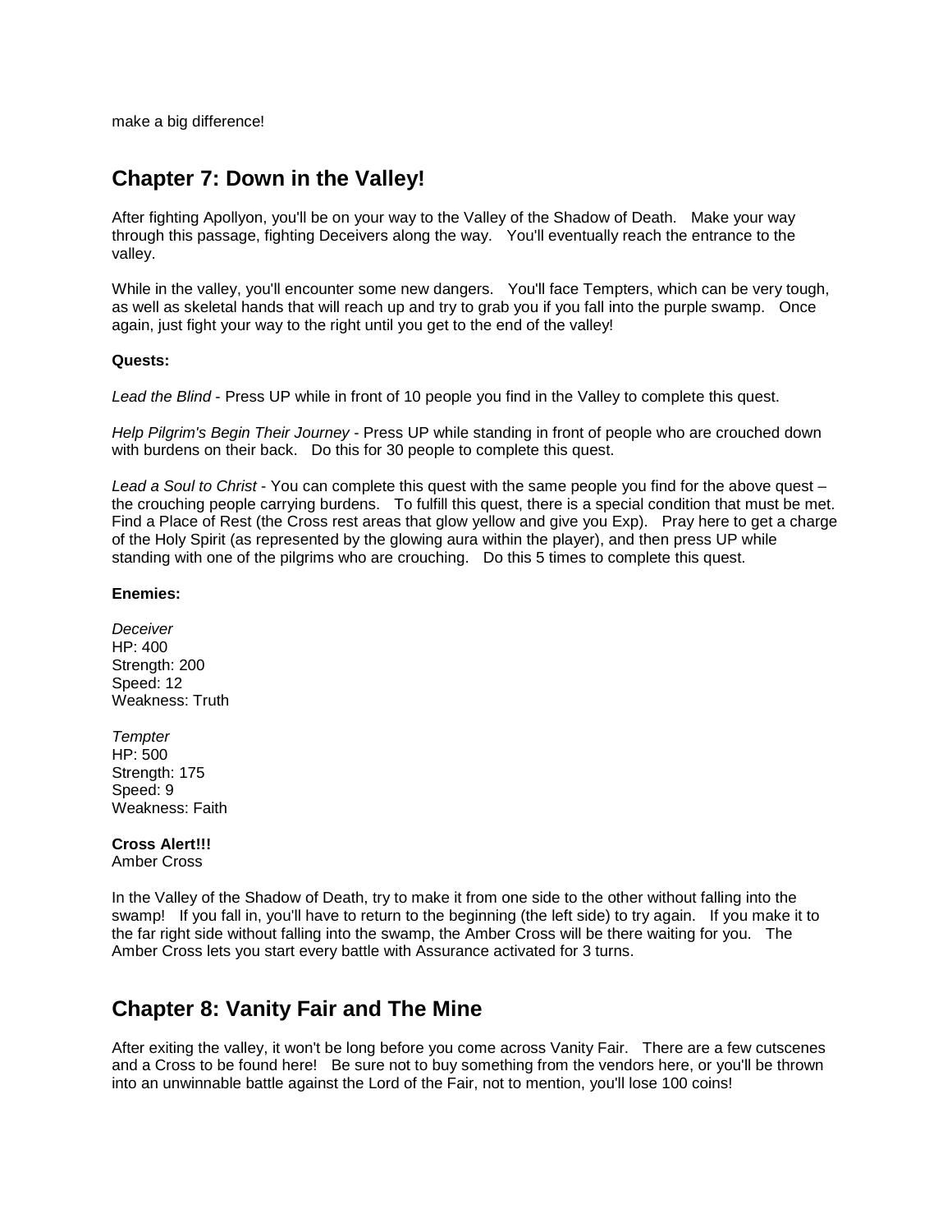make a big difference!

## Chapter 7: Down in the Valley!

After fighting Apollyon, you'll be on your way to the Valley of the Shadow of Death. Make your way through this passage, fighting Deceivers along the way. You'll eventually reach the entrance to the valley.

While in the valley, you'll encounter some new dangers. You'll face Tempters, which can be very tough, as well as skeletal hands that will reach up and try to grab you if you fall into the purple swamp. Once again, just fight your way to the right until you get to the end of the valley!

**Quests:**

*Lead the Blind* - Press UP while in front of 10 people you find in the Valley to complete this quest.

*Help Pilgrim's Begin Their Journey* - Press UP while standing in front of people who are crouched down with burdens on their back. Do this for 30 people to complete this quest.

*Lead a Soul to Christ* - You can complete this quest with the same people you find for the above quest – the crouching people carrying burdens. To fulfill this quest, there is a special condition that must be met. Find a Place of Rest (the Cross rest areas that glow yellow and give you Exp). Pray here to get a charge of the Holy Spirit (as represented by the glowing aura within the player), and then press UP while standing with one of the pilgrims who are crouching. Do this 5 times to complete this quest.

**Enemies:**

*Deceiver*
HP: 400
Strength: 200
Speed: 12
Weakness: Truth

*Tempter*
HP: 500
Strength: 175
Speed: 9
Weakness: Faith

**Cross Alert!!!**
Amber Cross

In the Valley of the Shadow of Death, try to make it from one side to the other without falling into the swamp! If you fall in, you'll have to return to the beginning (the left side) to try again. If you make it to the far right side without falling into the swamp, the Amber Cross will be there waiting for you. The Amber Cross lets you start every battle with Assurance activated for 3 turns.

## Chapter 8: Vanity Fair and The Mine

After exiting the valley, it won't be long before you come across Vanity Fair. There are a few cutscenes and a Cross to be found here! Be sure not to buy something from the vendors here, or you'll be thrown into an unwinnable battle against the Lord of the Fair, not to mention, you'll lose 100 coins!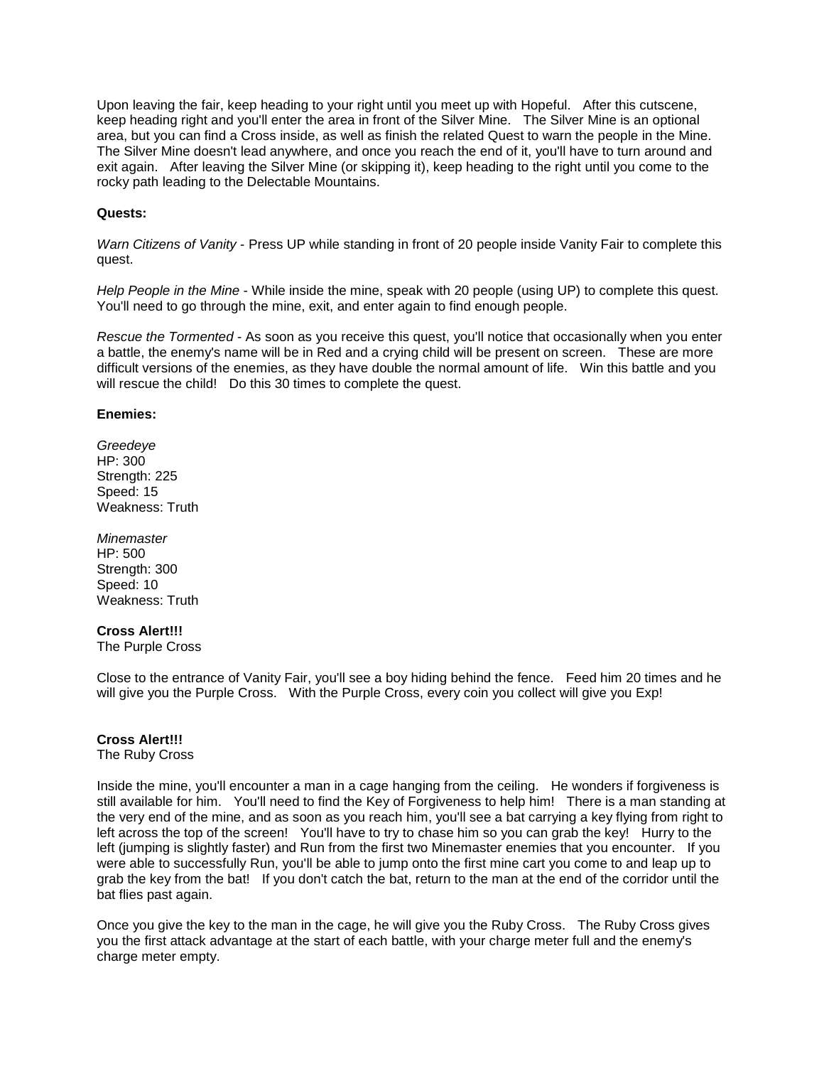Upon leaving the fair, keep heading to your right until you meet up with Hopeful. After this cutscene, keep heading right and you'll enter the area in front of the Silver Mine. The Silver Mine is an optional area, but you can find a Cross inside, as well as finish the related Quest to warn the people in the Mine. The Silver Mine doesn't lead anywhere, and once you reach the end of it, you'll have to turn around and exit again. After leaving the Silver Mine (or skipping it), keep heading to the right until you come to the rocky path leading to the Delectable Mountains.

**Quests:**

*Warn Citizens of Vanity* - Press UP while standing in front of 20 people inside Vanity Fair to complete this quest.

*Help People in the Mine* - While inside the mine, speak with 20 people (using UP) to complete this quest. You'll need to go through the mine, exit, and enter again to find enough people.

*Rescue the Tormented* - As soon as you receive this quest, you'll notice that occasionally when you enter a battle, the enemy's name will be in Red and a crying child will be present on screen. These are more difficult versions of the enemies, as they have double the normal amount of life. Win this battle and you will rescue the child! Do this 30 times to complete the quest.

**Enemies:**

*Greedeye*
HP: 300
Strength: 225
Speed: 15
Weakness: Truth

*Minemaster*
HP: 500
Strength: 300
Speed: 10
Weakness: Truth

**Cross Alert!!!**
The Purple Cross

Close to the entrance of Vanity Fair, you'll see a boy hiding behind the fence. Feed him 20 times and he will give you the Purple Cross. With the Purple Cross, every coin you collect will give you Exp!

**Cross Alert!!!**
The Ruby Cross

Inside the mine, you'll encounter a man in a cage hanging from the ceiling. He wonders if forgiveness is still available for him. You'll need to find the Key of Forgiveness to help him! There is a man standing at the very end of the mine, and as soon as you reach him, you'll see a bat carrying a key flying from right to left across the top of the screen! You'll have to try to chase him so you can grab the key! Hurry to the left (jumping is slightly faster) and Run from the first two Minemaster enemies that you encounter. If you were able to successfully Run, you'll be able to jump onto the first mine cart you come to and leap up to grab the key from the bat! If you don't catch the bat, return to the man at the end of the corridor until the bat flies past again.

Once you give the key to the man in the cage, he will give you the Ruby Cross. The Ruby Cross gives you the first attack advantage at the start of each battle, with your charge meter full and the enemy's charge meter empty.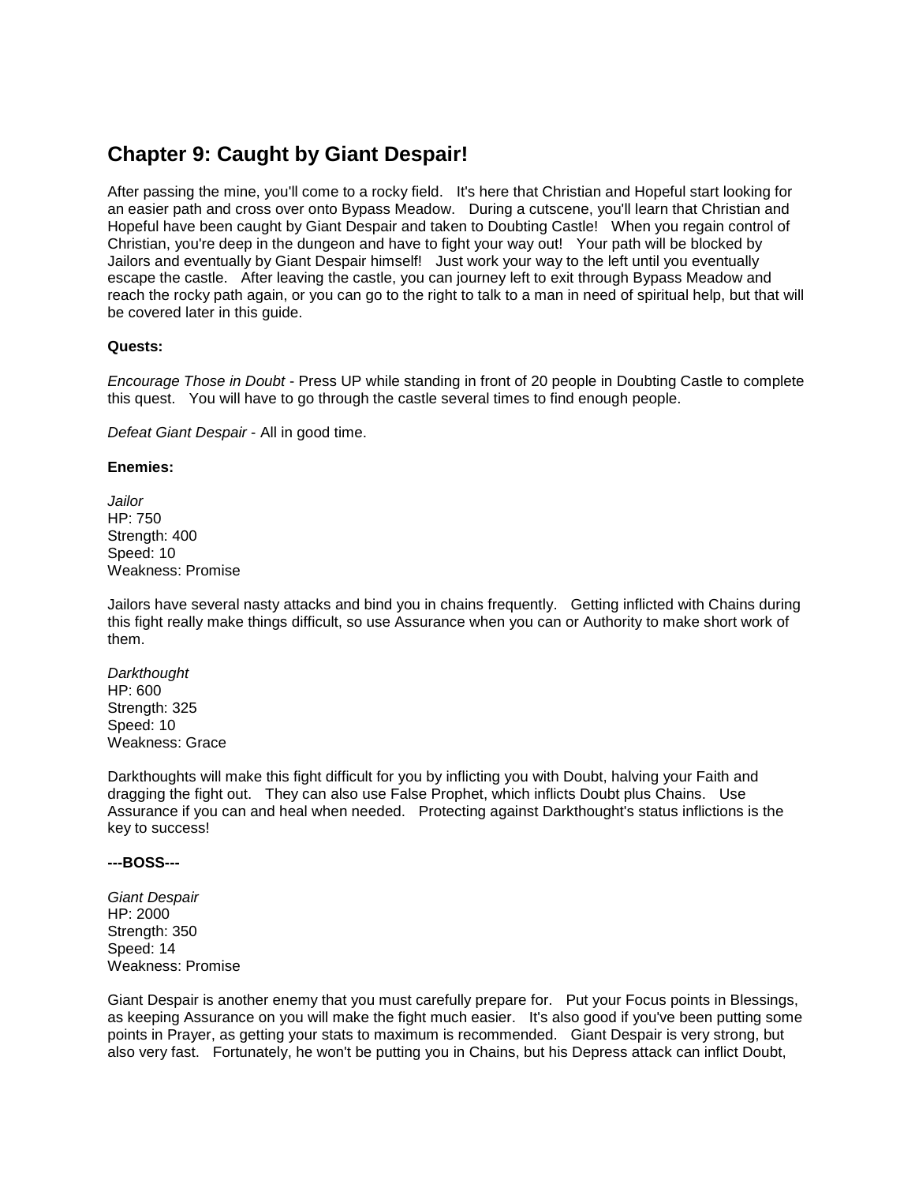## Chapter 9: Caught by Giant Despair!

After passing the mine, you'll come to a rocky field. It's here that Christian and Hopeful start looking for an easier path and cross over onto Bypass Meadow. During a cutscene, you'll learn that Christian and Hopeful have been caught by Giant Despair and taken to Doubting Castle! When you regain control of Christian, you're deep in the dungeon and have to fight your way out! Your path will be blocked by Jailors and eventually by Giant Despair himself! Just work your way to the left until you eventually escape the castle. After leaving the castle, you can journey left to exit through Bypass Meadow and reach the rocky path again, or you can go to the right to talk to a man in need of spiritual help, but that will be covered later in this guide.

**Quests:**

*Encourage Those in Doubt* - Press UP while standing in front of 20 people in Doubting Castle to complete this quest. You will have to go through the castle several times to find enough people.

*Defeat Giant Despair* - All in good time.

**Enemies:**

*Jailor*
HP: 750
Strength: 400
Speed: 10
Weakness: Promise

Jailors have several nasty attacks and bind you in chains frequently. Getting inflicted with Chains during this fight really make things difficult, so use Assurance when you can or Authority to make short work of them.

*Darkthought*
HP: 600
Strength: 325
Speed: 10
Weakness: Grace

Darkthoughts will make this fight difficult for you by inflicting you with Doubt, halving your Faith and dragging the fight out. They can also use False Prophet, which inflicts Doubt plus Chains. Use Assurance if you can and heal when needed. Protecting against Darkthought's status inflictions is the key to success!

**---BOSS---**

*Giant Despair*
HP: 2000
Strength: 350
Speed: 14
Weakness: Promise

Giant Despair is another enemy that you must carefully prepare for. Put your Focus points in Blessings, as keeping Assurance on you will make the fight much easier. It's also good if you've been putting some points in Prayer, as getting your stats to maximum is recommended. Giant Despair is very strong, but also very fast. Fortunately, he won't be putting you in Chains, but his Depress attack can inflict Doubt,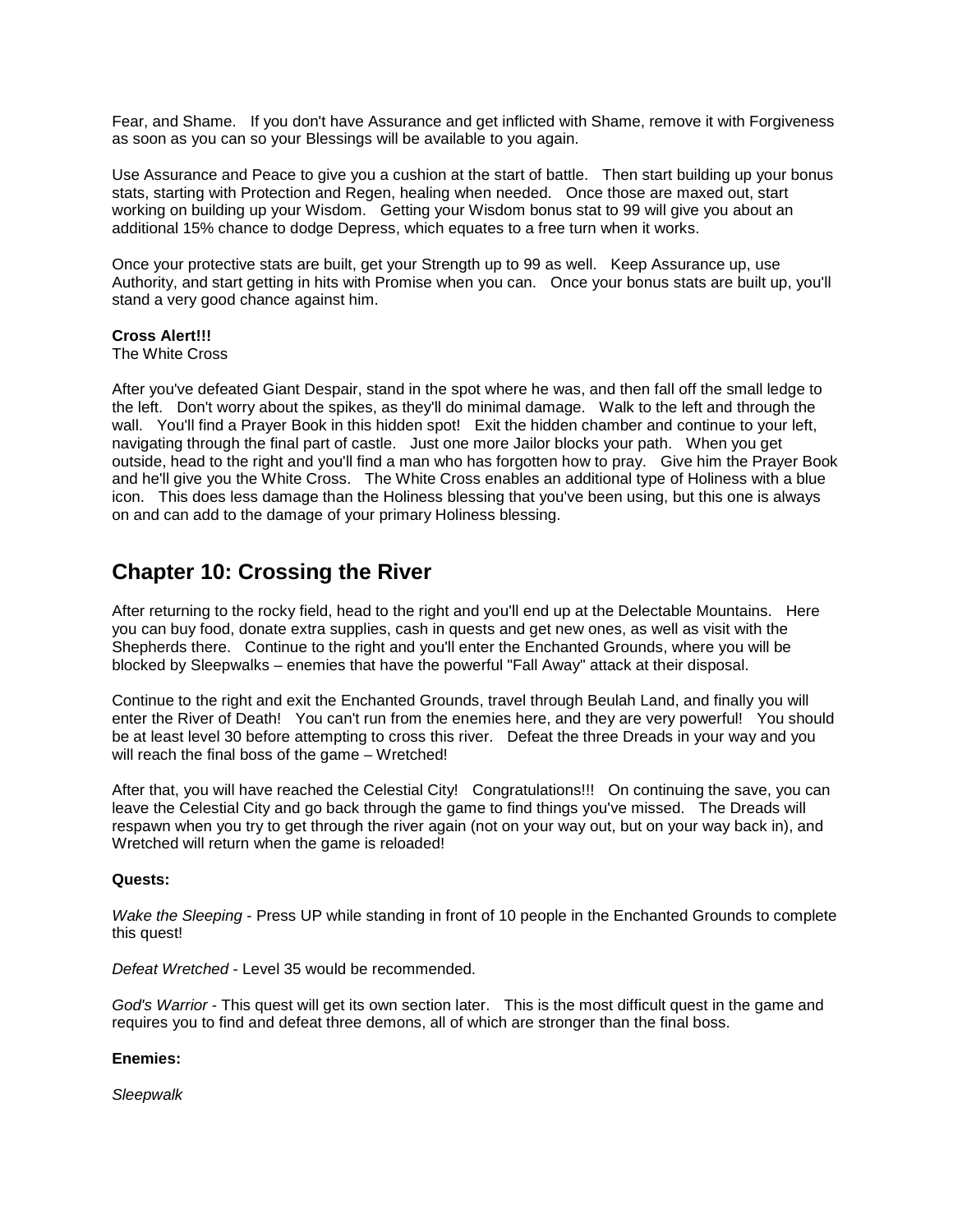Fear, and Shame. If you don't have Assurance and get inflicted with Shame, remove it with Forgiveness as soon as you can so your Blessings will be available to you again.

Use Assurance and Peace to give you a cushion at the start of battle. Then start building up your bonus stats, starting with Protection and Regen, healing when needed. Once those are maxed out, start working on building up your Wisdom. Getting your Wisdom bonus stat to 99 will give you about an additional 15% chance to dodge Depress, which equates to a free turn when it works.

Once your protective stats are built, get your Strength up to 99 as well. Keep Assurance up, use Authority, and start getting in hits with Promise when you can. Once your bonus stats are built up, you'll stand a very good chance against him.

**Cross Alert!!!**
The White Cross

After you've defeated Giant Despair, stand in the spot where he was, and then fall off the small ledge to the left. Don't worry about the spikes, as they'll do minimal damage. Walk to the left and through the wall. You'll find a Prayer Book in this hidden spot! Exit the hidden chamber and continue to your left, navigating through the final part of castle. Just one more Jailor blocks your path. When you get outside, head to the right and you'll find a man who has forgotten how to pray. Give him the Prayer Book and he'll give you the White Cross. The White Cross enables an additional type of Holiness with a blue icon. This does less damage than the Holiness blessing that you've been using, but this one is always on and can add to the damage of your primary Holiness blessing.

## Chapter 10: Crossing the River

After returning to the rocky field, head to the right and you'll end up at the Delectable Mountains. Here you can buy food, donate extra supplies, cash in quests and get new ones, as well as visit with the Shepherds there. Continue to the right and you'll enter the Enchanted Grounds, where you will be blocked by Sleepwalks – enemies that have the powerful "Fall Away" attack at their disposal.

Continue to the right and exit the Enchanted Grounds, travel through Beulah Land, and finally you will enter the River of Death! You can't run from the enemies here, and they are very powerful! You should be at least level 30 before attempting to cross this river. Defeat the three Dreads in your way and you will reach the final boss of the game – Wretched!

After that, you will have reached the Celestial City! Congratulations!!! On continuing the save, you can leave the Celestial City and go back through the game to find things you've missed. The Dreads will respawn when you try to get through the river again (not on your way out, but on your way back in), and Wretched will return when the game is reloaded!

**Quests:**

*Wake the Sleeping* - Press UP while standing in front of 10 people in the Enchanted Grounds to complete this quest!

*Defeat Wretched* - Level 35 would be recommended.

*God's Warrior* - This quest will get its own section later. This is the most difficult quest in the game and requires you to find and defeat three demons, all of which are stronger than the final boss.

**Enemies:**

*Sleepwalk*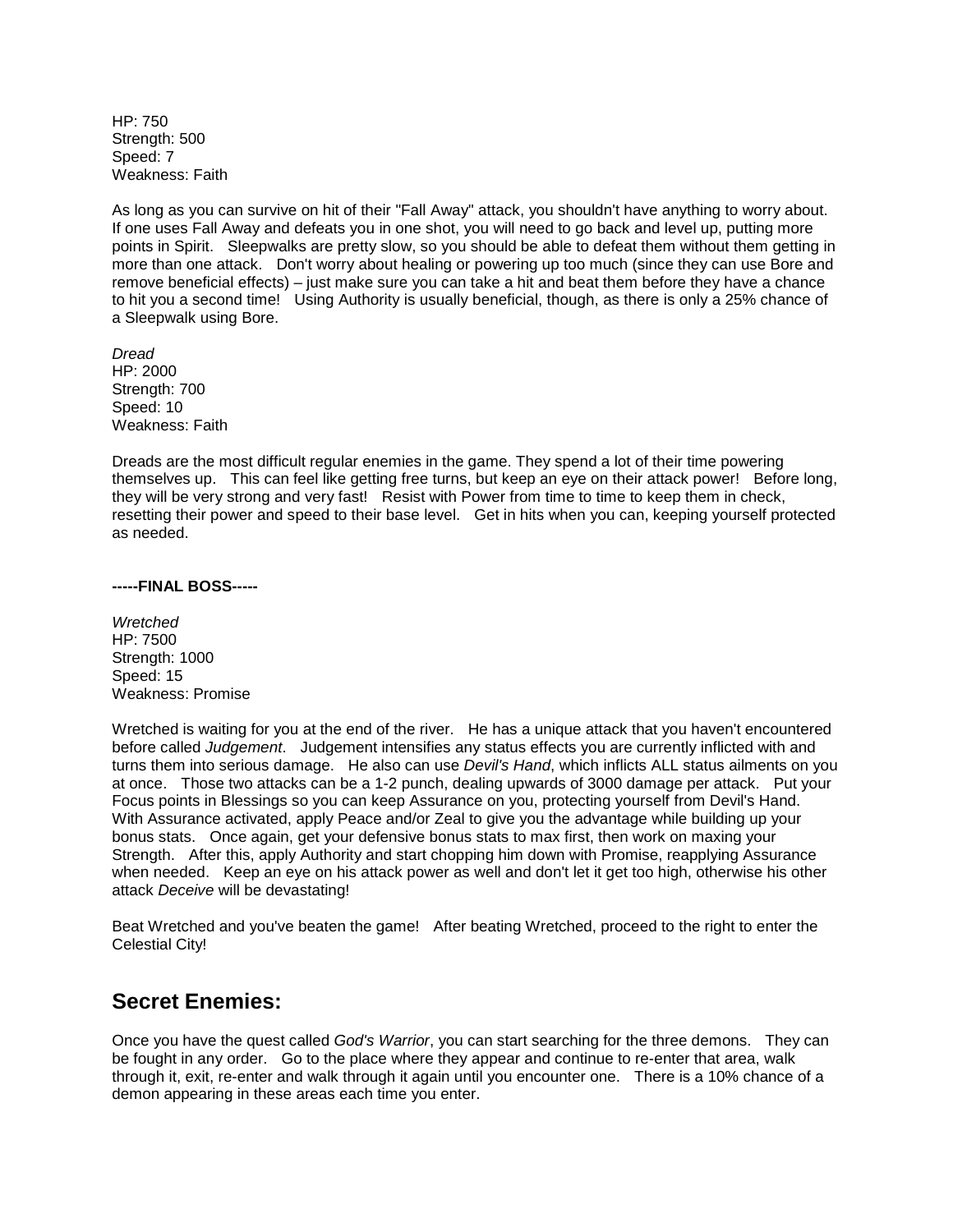HP: 750  
Strength: 500  
Speed: 7  
Weakness: Faith

As long as you can survive on hit of their "Fall Away" attack, you shouldn't have anything to worry about. If one uses Fall Away and defeats you in one shot, you will need to go back and level up, putting more points in Spirit. Sleepwalks are pretty slow, so you should be able to defeat them without them getting in more than one attack. Don't worry about healing or powering up too much (since they can use Bore and remove beneficial effects) – just make sure you can take a hit and beat them before they have a chance to hit you a second time! Using Authority is usually beneficial, though, as there is only a 25% chance of a Sleepwalk using Bore.

*Dread*  
HP: 2000  
Strength: 700  
Speed: 10  
Weakness: Faith

Dreads are the most difficult regular enemies in the game. They spend a lot of their time powering themselves up. This can feel like getting free turns, but keep an eye on their attack power! Before long, they will be very strong and very fast! Resist with Power from time to time to keep them in check, resetting their power and speed to their base level. Get in hits when you can, keeping yourself protected as needed.

**-----FINAL BOSS-----**

*Wretched*  
HP: 7500  
Strength: 1000  
Speed: 15  
Weakness: Promise

Wretched is waiting for you at the end of the river. He has a unique attack that you haven't encountered before called *Judgement*. Judgement intensifies any status effects you are currently inflicted with and turns them into serious damage. He also can use *Devil's Hand*, which inflicts ALL status ailments on you at once. Those two attacks can be a 1-2 punch, dealing upwards of 3000 damage per attack. Put your Focus points in Blessings so you can keep Assurance on you, protecting yourself from Devil's Hand. With Assurance activated, apply Peace and/or Zeal to give you the advantage while building up your bonus stats. Once again, get your defensive bonus stats to max first, then work on maxing your Strength. After this, apply Authority and start chopping him down with Promise, reapplying Assurance when needed. Keep an eye on his attack power as well and don't let it get too high, otherwise his other attack *Deceive* will be devastating!

Beat Wretched and you've beaten the game! After beating Wretched, proceed to the right to enter the Celestial City!

## Secret Enemies:

Once you have the quest called *God's Warrior*, you can start searching for the three demons. They can be fought in any order. Go to the place where they appear and continue to re-enter that area, walk through it, exit, re-enter and walk through it again until you encounter one. There is a 10% chance of a demon appearing in these areas each time you enter.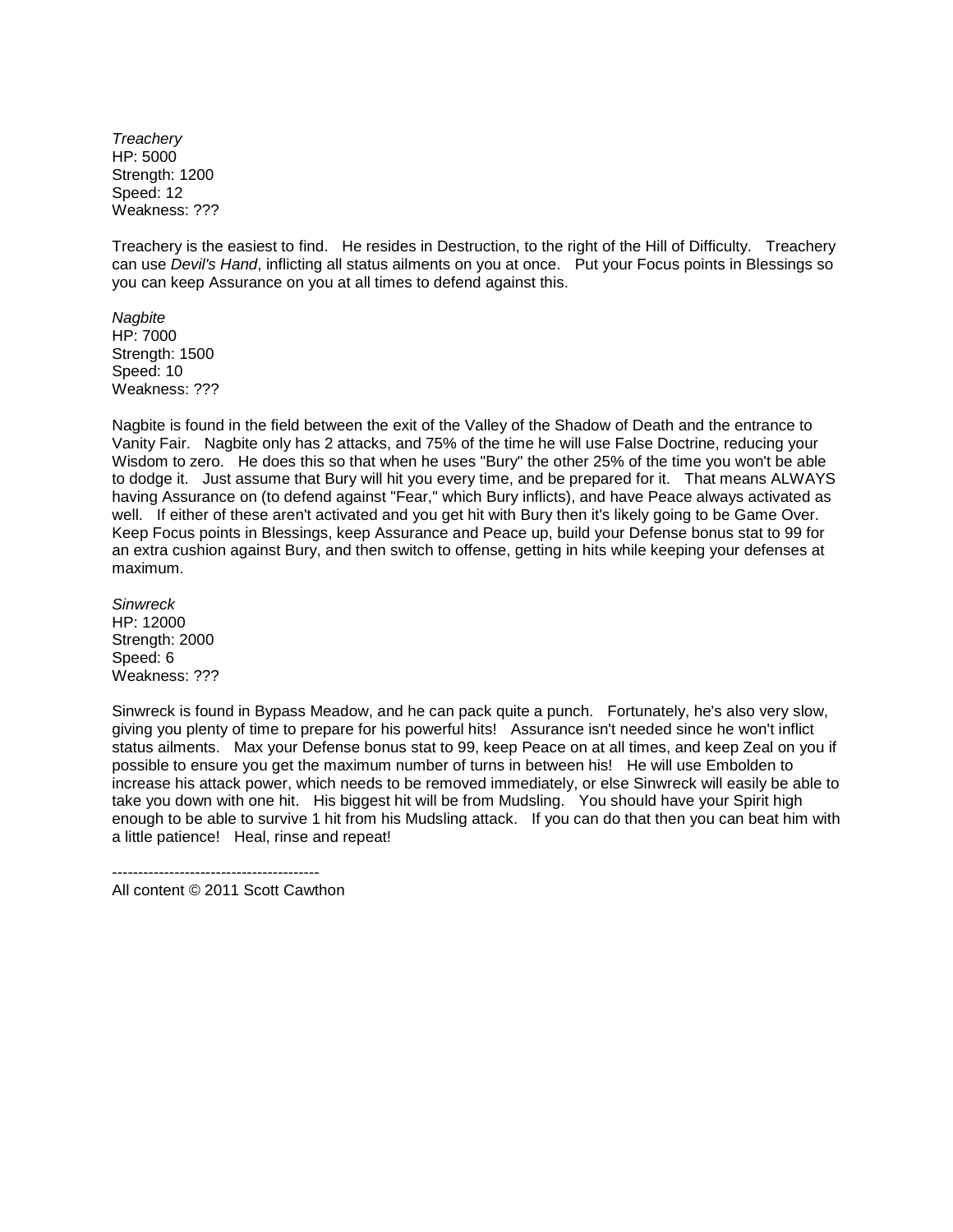*Treachery*
HP: 5000
Strength: 1200
Speed: 12
Weakness: ???

Treachery is the easiest to find. He resides in Destruction, to the right of the Hill of Difficulty. Treachery can use *Devil's Hand*, inflicting all status ailments on you at once. Put your Focus points in Blessings so you can keep Assurance on you at all times to defend against this.

*Nagbite*
HP: 7000
Strength: 1500
Speed: 10
Weakness: ???

Nagbite is found in the field between the exit of the Valley of the Shadow of Death and the entrance to Vanity Fair. Nagbite only has 2 attacks, and 75% of the time he will use False Doctrine, reducing your Wisdom to zero. He does this so that when he uses "Bury" the other 25% of the time you won't be able to dodge it. Just assume that Bury will hit you every time, and be prepared for it. That means ALWAYS having Assurance on (to defend against "Fear," which Bury inflicts), and have Peace always activated as well. If either of these aren't activated and you get hit with Bury then it's likely going to be Game Over. Keep Focus points in Blessings, keep Assurance and Peace up, build your Defense bonus stat to 99 for an extra cushion against Bury, and then switch to offense, getting in hits while keeping your defenses at maximum.

*Sinwreck*
HP: 12000
Strength: 2000
Speed: 6
Weakness: ???

Sinwreck is found in Bypass Meadow, and he can pack quite a punch. Fortunately, he's also very slow, giving you plenty of time to prepare for his powerful hits! Assurance isn't needed since he won't inflict status ailments. Max your Defense bonus stat to 99, keep Peace on at all times, and keep Zeal on you if possible to ensure you get the maximum number of turns in between his! He will use Embolden to increase his attack power, which needs to be removed immediately, or else Sinwreck will easily be able to take you down with one hit. His biggest hit will be from Mudsling. You should have your Spirit high enough to be able to survive 1 hit from his Mudsling attack. If you can do that then you can beat him with a little patience! Heal, rinse and repeat!

----------------------------------------
All content © 2011 Scott Cawthon